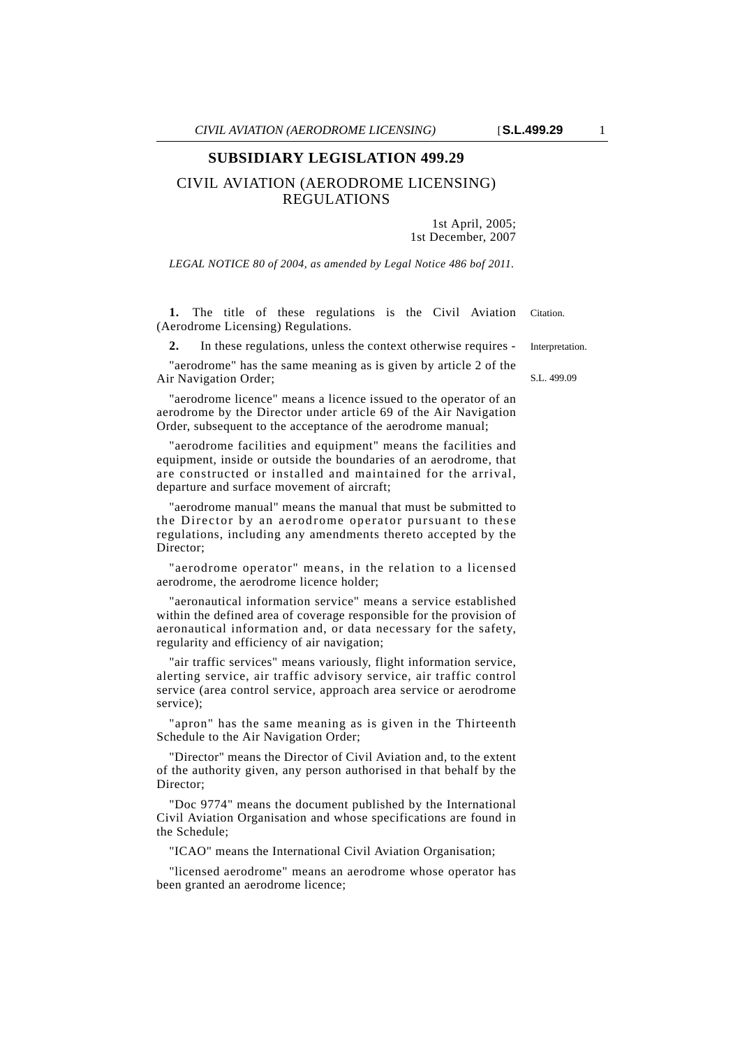# SUBSIDIARY LEGISLATION 499.29

## CIVIL AVIATION (AERODROME LICENSING) REGULATIONS

1st April, 2005;
1st December, 2007

*LEGAL NOTICE 80 of 2004, as amended by Legal Notice 486 bof 2011.*

Citation.

**1.** The title of these regulations is the Civil Aviation (Aerodrome Licensing) Regulations.

Interpretation.

**2.** In these regulations, unless the context otherwise requires -

S.L. 499.09

"aerodrome" has the same meaning as is given by article 2 of the Air Navigation Order;

"aerodrome licence" means a licence issued to the operator of an aerodrome by the Director under article 69 of the Air Navigation Order, subsequent to the acceptance of the aerodrome manual;

"aerodrome facilities and equipment" means the facilities and equipment, inside or outside the boundaries of an aerodrome, that are constructed or installed and maintained for the arrival, departure and surface movement of aircraft;

"aerodrome manual" means the manual that must be submitted to the Director by an aerodrome operator pursuant to these regulations, including any amendments thereto accepted by the Director;

"aerodrome operator" means, in the relation to a licensed aerodrome, the aerodrome licence holder;

"aeronautical information service" means a service established within the defined area of coverage responsible for the provision of aeronautical information and, or data necessary for the safety, regularity and efficiency of air navigation;

"air traffic services" means variously, flight information service, alerting service, air traffic advisory service, air traffic control service (area control service, approach area service or aerodrome service);

"apron" has the same meaning as is given in the Thirteenth Schedule to the Air Navigation Order;

"Director" means the Director of Civil Aviation and, to the extent of the authority given, any person authorised in that behalf by the Director;

"Doc 9774" means the document published by the International Civil Aviation Organisation and whose specifications are found in the Schedule;

"ICAO" means the International Civil Aviation Organisation;

"licensed aerodrome" means an aerodrome whose operator has been granted an aerodrome licence;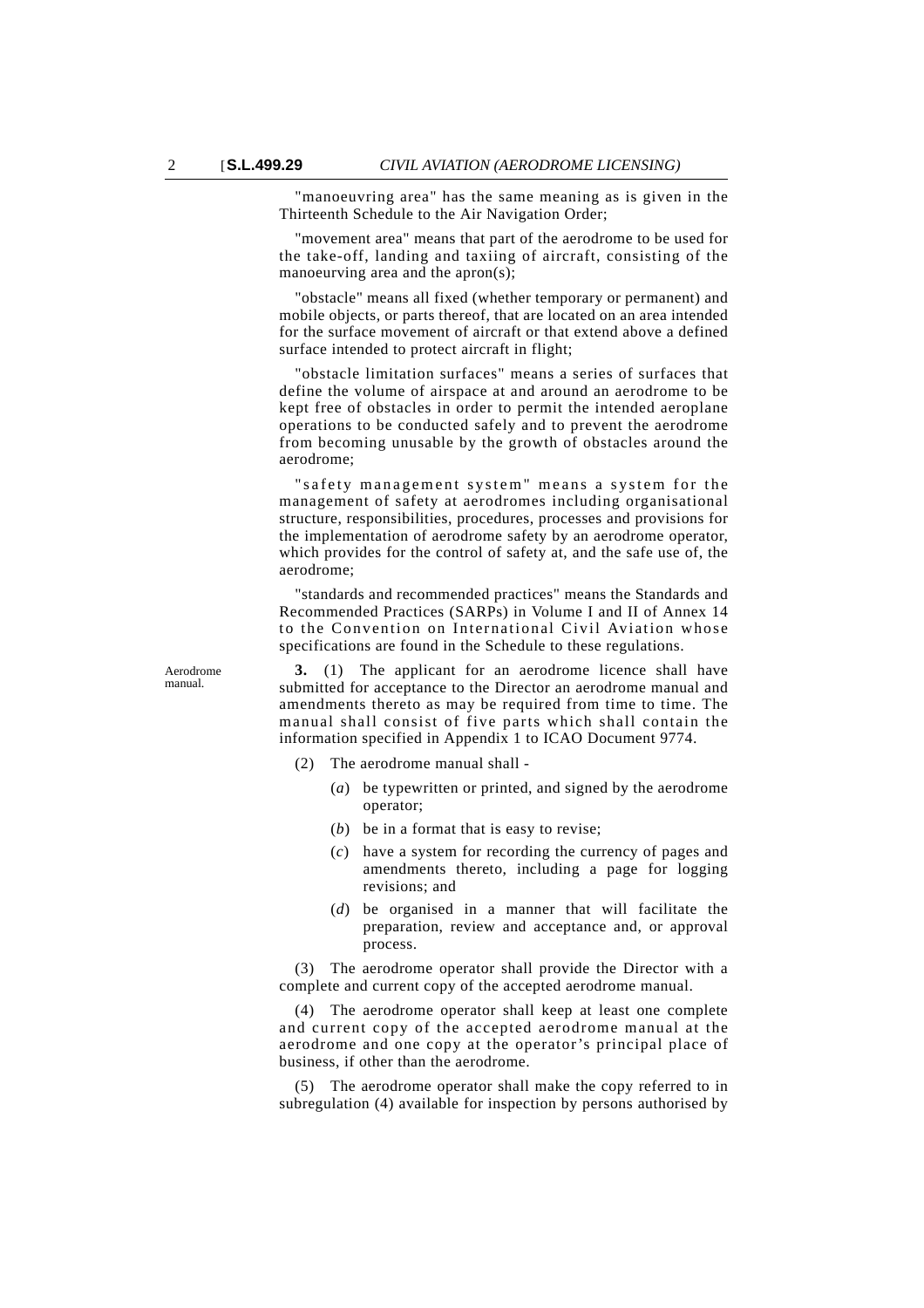"manoeuvring area" has the same meaning as is given in the Thirteenth Schedule to the Air Navigation Order;

"movement area" means that part of the aerodrome to be used for the take-off, landing and taxiing of aircraft, consisting of the manoeurving area and the apron(s);

"obstacle" means all fixed (whether temporary or permanent) and mobile objects, or parts thereof, that are located on an area intended for the surface movement of aircraft or that extend above a defined surface intended to protect aircraft in flight;

"obstacle limitation surfaces" means a series of surfaces that define the volume of airspace at and around an aerodrome to be kept free of obstacles in order to permit the intended aeroplane operations to be conducted safely and to prevent the aerodrome from becoming unusable by the growth of obstacles around the aerodrome;

"safety management system" means a system for the management of safety at aerodromes including organisational structure, responsibilities, procedures, processes and provisions for the implementation of aerodrome safety by an aerodrome operator, which provides for the control of safety at, and the safe use of, the aerodrome;

"standards and recommended practices" means the Standards and Recommended Practices (SARPs) in Volume I and II of Annex 14 to the Convention on International Civil Aviation whose specifications are found in the Schedule to these regulations.

Aerodrome manual.

**3.** (1) The applicant for an aerodrome licence shall have submitted for acceptance to the Director an aerodrome manual and amendments thereto as may be required from time to time. The manual shall consist of five parts which shall contain the information specified in Appendix 1 to ICAO Document 9774.

(2) The aerodrome manual shall -

(*a*) be typewritten or printed, and signed by the aerodrome operator;

(*b*) be in a format that is easy to revise;

(*c*) have a system for recording the currency of pages and amendments thereto, including a page for logging revisions; and

(*d*) be organised in a manner that will facilitate the preparation, review and acceptance and, or approval process.

(3) The aerodrome operator shall provide the Director with a complete and current copy of the accepted aerodrome manual.

(4) The aerodrome operator shall keep at least one complete and current copy of the accepted aerodrome manual at the aerodrome and one copy at the operator's principal place of business, if other than the aerodrome.

(5) The aerodrome operator shall make the copy referred to in subregulation (4) available for inspection by persons authorised by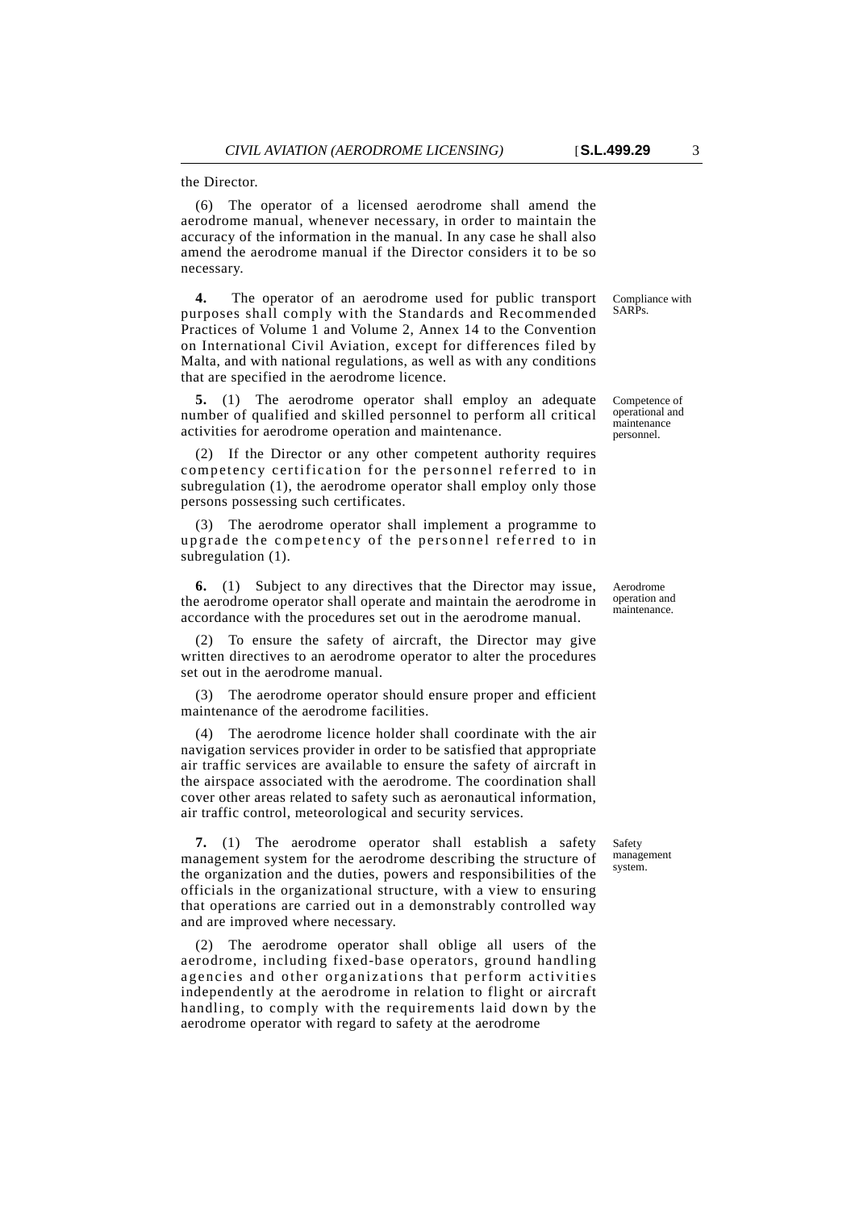the Director.

(6) The operator of a licensed aerodrome shall amend the aerodrome manual, whenever necessary, in order to maintain the accuracy of the information in the manual. In any case he shall also amend the aerodrome manual if the Director considers it to be so necessary.

*Compliance with SARPs.*

**4.** The operator of an aerodrome used for public transport purposes shall comply with the Standards and Recommended Practices of Volume 1 and Volume 2, Annex 14 to the Convention on International Civil Aviation, except for differences filed by Malta, and with national regulations, as well as with any conditions that are specified in the aerodrome licence.

*Competence of operational and maintenance personnel.*

**5.** (1) The aerodrome operator shall employ an adequate number of qualified and skilled personnel to perform all critical activities for aerodrome operation and maintenance.

(2) If the Director or any other competent authority requires competency certification for the personnel referred to in subregulation (1), the aerodrome operator shall employ only those persons possessing such certificates.

(3) The aerodrome operator shall implement a programme to upgrade the competency of the personnel referred to in subregulation (1).

*Aerodrome operation and maintenance.*

**6.** (1) Subject to any directives that the Director may issue, the aerodrome operator shall operate and maintain the aerodrome in accordance with the procedures set out in the aerodrome manual.

(2) To ensure the safety of aircraft, the Director may give written directives to an aerodrome operator to alter the procedures set out in the aerodrome manual.

(3) The aerodrome operator should ensure proper and efficient maintenance of the aerodrome facilities.

(4) The aerodrome licence holder shall coordinate with the air navigation services provider in order to be satisfied that appropriate air traffic services are available to ensure the safety of aircraft in the airspace associated with the aerodrome. The coordination shall cover other areas related to safety such as aeronautical information, air traffic control, meteorological and security services.

*Safety management system.*

**7.** (1) The aerodrome operator shall establish a safety management system for the aerodrome describing the structure of the organization and the duties, powers and responsibilities of the officials in the organizational structure, with a view to ensuring that operations are carried out in a demonstrably controlled way and are improved where necessary.

(2) The aerodrome operator shall oblige all users of the aerodrome, including fixed-base operators, ground handling agencies and other organizations that perform activities independently at the aerodrome in relation to flight or aircraft handling, to comply with the requirements laid down by the aerodrome operator with regard to safety at the aerodrome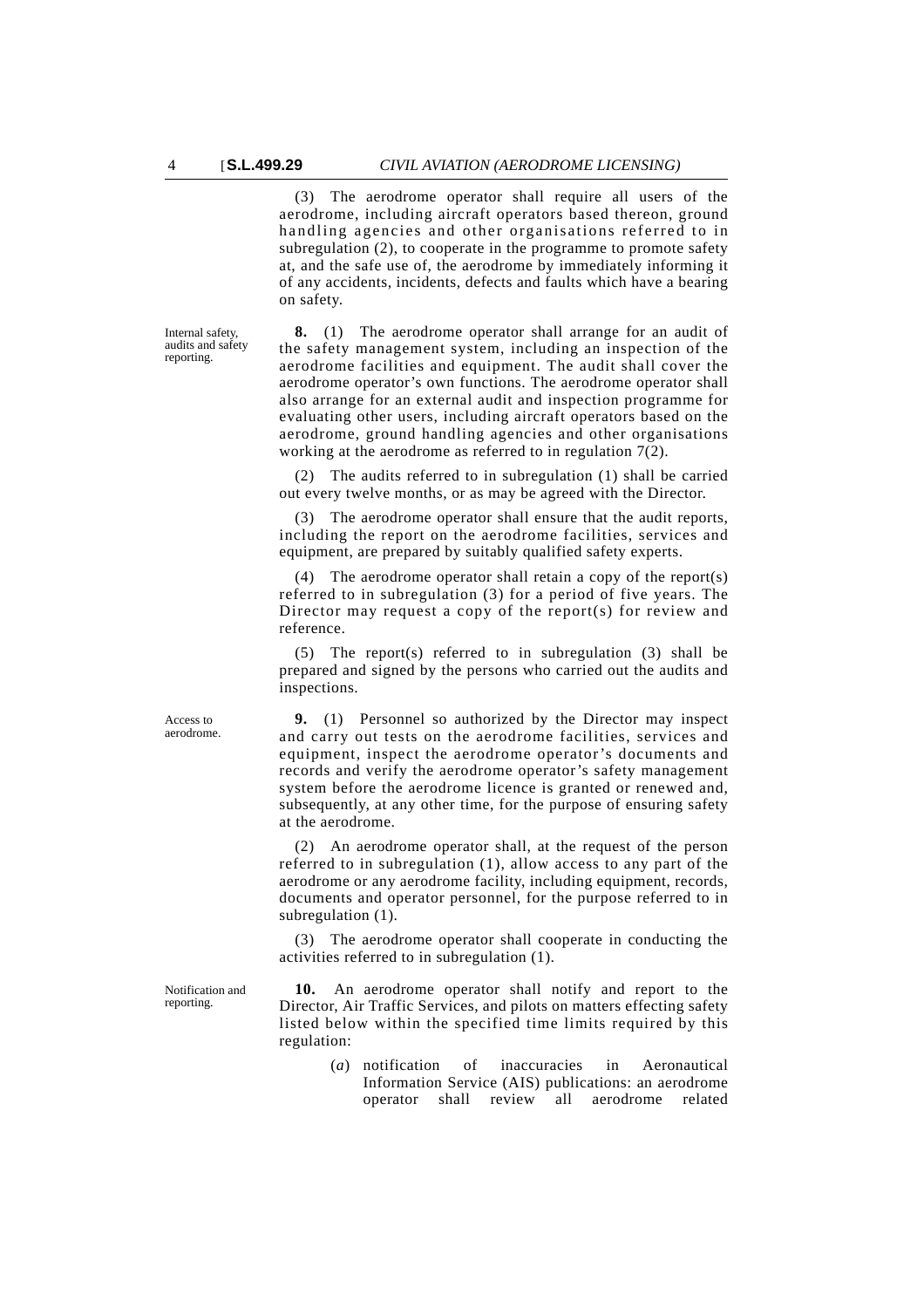(3) The aerodrome operator shall require all users of the aerodrome, including aircraft operators based thereon, ground handling agencies and other organisations referred to in subregulation (2), to cooperate in the programme to promote safety at, and the safe use of, the aerodrome by immediately informing it of any accidents, incidents, defects and faults which have a bearing on safety.

Internal safety, audits and safety reporting.

**8.** (1) The aerodrome operator shall arrange for an audit of the safety management system, including an inspection of the aerodrome facilities and equipment. The audit shall cover the aerodrome operator's own functions. The aerodrome operator shall also arrange for an external audit and inspection programme for evaluating other users, including aircraft operators based on the aerodrome, ground handling agencies and other organisations working at the aerodrome as referred to in regulation 7(2).

(2) The audits referred to in subregulation (1) shall be carried out every twelve months, or as may be agreed with the Director.

(3) The aerodrome operator shall ensure that the audit reports, including the report on the aerodrome facilities, services and equipment, are prepared by suitably qualified safety experts.

(4) The aerodrome operator shall retain a copy of the report(s) referred to in subregulation (3) for a period of five years. The Director may request a copy of the report(s) for review and reference.

(5) The report(s) referred to in subregulation (3) shall be prepared and signed by the persons who carried out the audits and inspections.

Access to aerodrome.

**9.** (1) Personnel so authorized by the Director may inspect and carry out tests on the aerodrome facilities, services and equipment, inspect the aerodrome operator's documents and records and verify the aerodrome operator's safety management system before the aerodrome licence is granted or renewed and, subsequently, at any other time, for the purpose of ensuring safety at the aerodrome.

(2) An aerodrome operator shall, at the request of the person referred to in subregulation (1), allow access to any part of the aerodrome or any aerodrome facility, including equipment, records, documents and operator personnel, for the purpose referred to in subregulation (1).

(3) The aerodrome operator shall cooperate in conducting the activities referred to in subregulation (1).

Notification and reporting.

**10.** An aerodrome operator shall notify and report to the Director, Air Traffic Services, and pilots on matters effecting safety listed below within the specified time limits required by this regulation:

(*a*) notification of inaccuracies in Aeronautical Information Service (AIS) publications: an aerodrome operator shall review all aerodrome related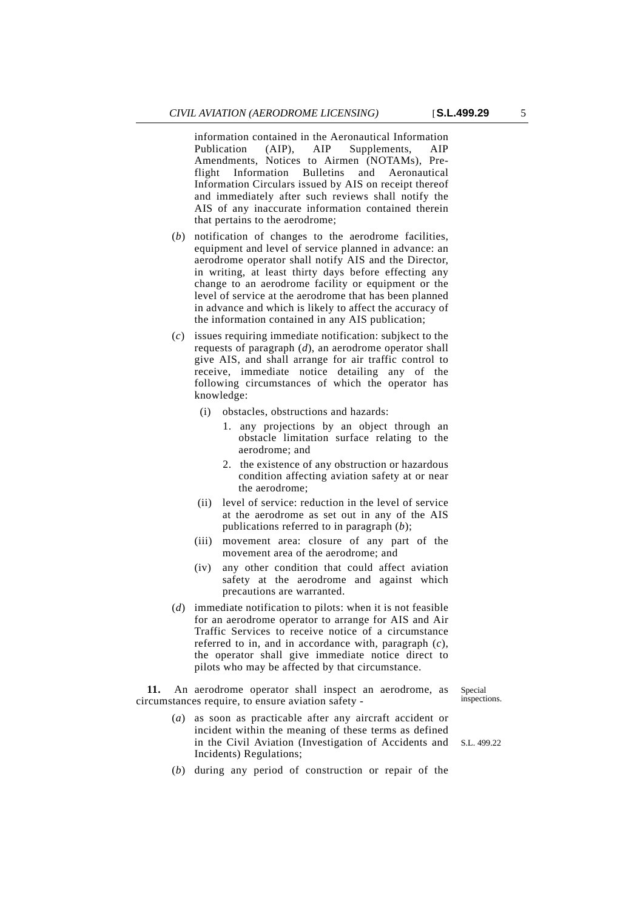information contained in the Aeronautical Information Publication (AIP), AIP Supplements, AIP Amendments, Notices to Airmen (NOTAMs), Pre-flight Information Bulletins and Aeronautical Information Circulars issued by AIS on receipt thereof and immediately after such reviews shall notify the AIS of any inaccurate information contained therein that pertains to the aerodrome;

(*b*) notification of changes to the aerodrome facilities, equipment and level of service planned in advance: an aerodrome operator shall notify AIS and the Director, in writing, at least thirty days before effecting any change to an aerodrome facility or equipment or the level of service at the aerodrome that has been planned in advance and which is likely to affect the accuracy of the information contained in any AIS publication;

(*c*) issues requiring immediate notification: subjkect to the requests of paragraph (*d*), an aerodrome operator shall give AIS, and shall arrange for air traffic control to receive, immediate notice detailing any of the following circumstances of which the operator has knowledge:

(i) obstacles, obstructions and hazards:

1. any projections by an object through an obstacle limitation surface relating to the aerodrome; and

2. the existence of any obstruction or hazardous condition affecting aviation safety at or near the aerodrome;

(ii) level of service: reduction in the level of service at the aerodrome as set out in any of the AIS publications referred to in paragraph (*b*);

(iii) movement area: closure of any part of the movement area of the aerodrome; and

(iv) any other condition that could affect aviation safety at the aerodrome and against which precautions are warranted.

(*d*) immediate notification to pilots: when it is not feasible for an aerodrome operator to arrange for AIS and Air Traffic Services to receive notice of a circumstance referred to in, and in accordance with, paragraph (*c*), the operator shall give immediate notice direct to pilots who may be affected by that circumstance.

Special inspections.

**11.** An aerodrome operator shall inspect an aerodrome, as circumstances require, to ensure aviation safety -

(*a*) as soon as practicable after any aircraft accident or incident within the meaning of these terms as defined in the Civil Aviation (Investigation of Accidents and Incidents) Regulations; S.L. 499.22

(*b*) during any period of construction or repair of the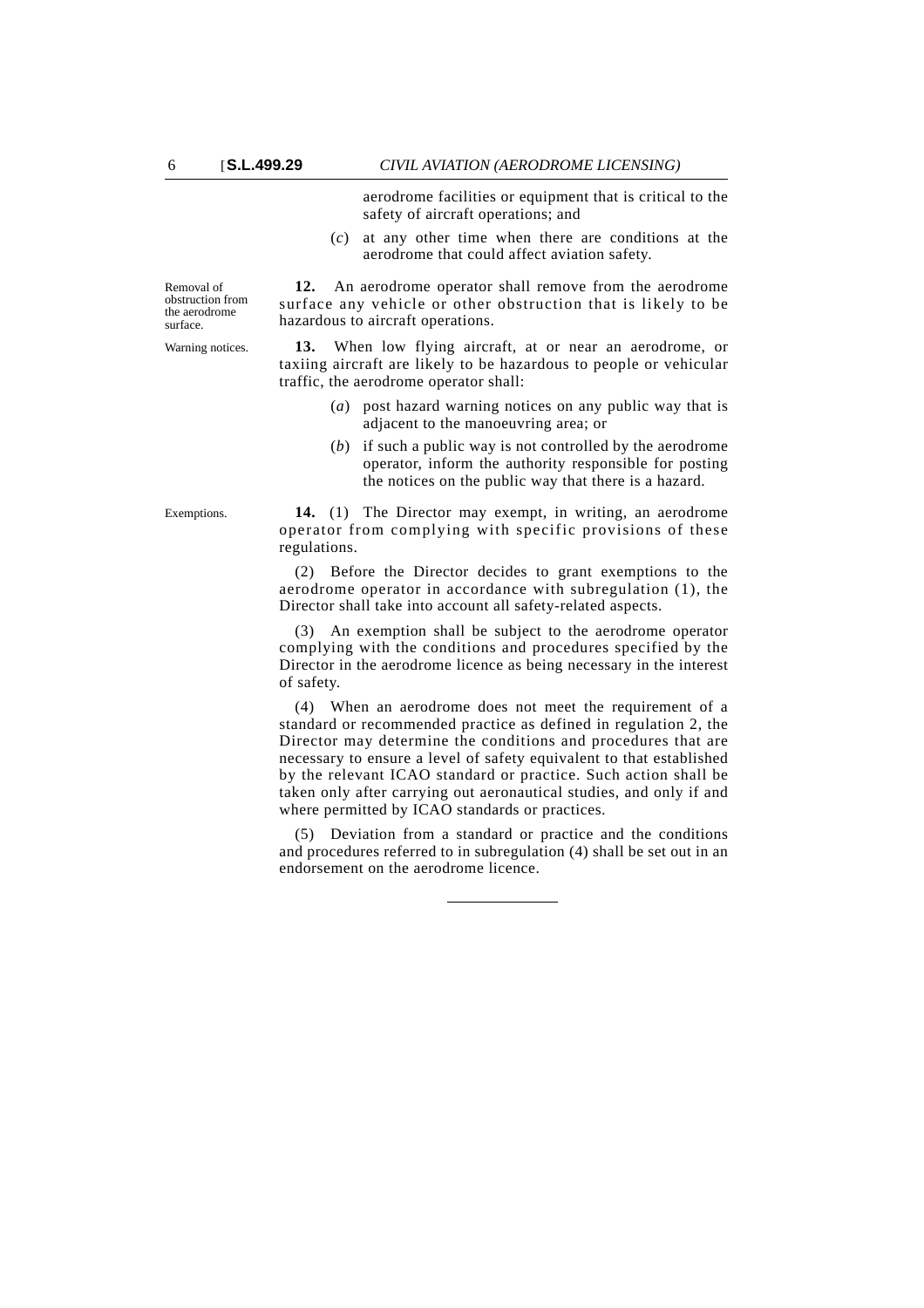aerodrome facilities or equipment that is critical to the safety of aircraft operations; and

(*c*) at any other time when there are conditions at the aerodrome that could affect aviation safety.

Removal of obstruction from the aerodrome surface.

**12.** An aerodrome operator shall remove from the aerodrome surface any vehicle or other obstruction that is likely to be hazardous to aircraft operations.

Warning notices.

**13.** When low flying aircraft, at or near an aerodrome, or taxiing aircraft are likely to be hazardous to people or vehicular traffic, the aerodrome operator shall:

(*a*) post hazard warning notices on any public way that is adjacent to the manoeuvring area; or

(*b*) if such a public way is not controlled by the aerodrome operator, inform the authority responsible for posting the notices on the public way that there is a hazard.

Exemptions.

**14.** (1) The Director may exempt, in writing, an aerodrome operator from complying with specific provisions of these regulations.

(2) Before the Director decides to grant exemptions to the aerodrome operator in accordance with subregulation (1), the Director shall take into account all safety-related aspects.

(3) An exemption shall be subject to the aerodrome operator complying with the conditions and procedures specified by the Director in the aerodrome licence as being necessary in the interest of safety.

(4) When an aerodrome does not meet the requirement of a standard or recommended practice as defined in regulation 2, the Director may determine the conditions and procedures that are necessary to ensure a level of safety equivalent to that established by the relevant ICAO standard or practice. Such action shall be taken only after carrying out aeronautical studies, and only if and where permitted by ICAO standards or practices.

(5) Deviation from a standard or practice and the conditions and procedures referred to in subregulation (4) shall be set out in an endorsement on the aerodrome licence.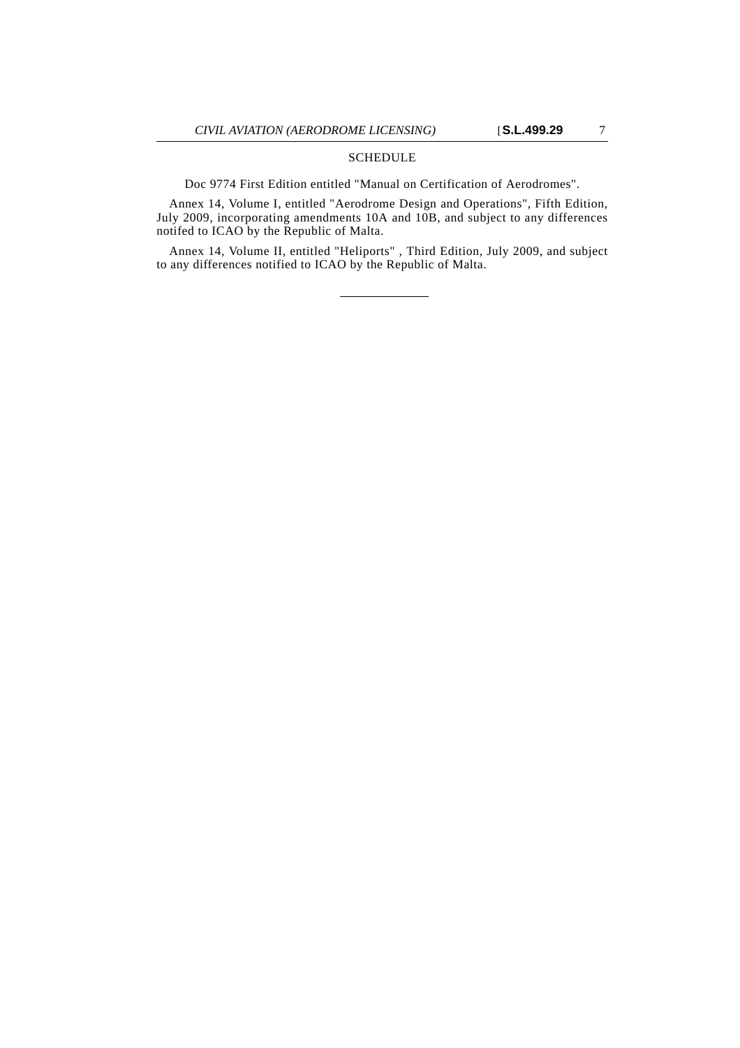## SCHEDULE

Doc 9774 First Edition entitled "Manual on Certification of Aerodromes".

Annex 14, Volume I, entitled "Aerodrome Design and Operations", Fifth Edition, July 2009, incorporating amendments 10A and 10B, and subject to any differences notifed to ICAO by the Republic of Malta.

Annex 14, Volume II, entitled "Heliports" , Third Edition, July 2009, and subject to any differences notified to ICAO by the Republic of Malta.